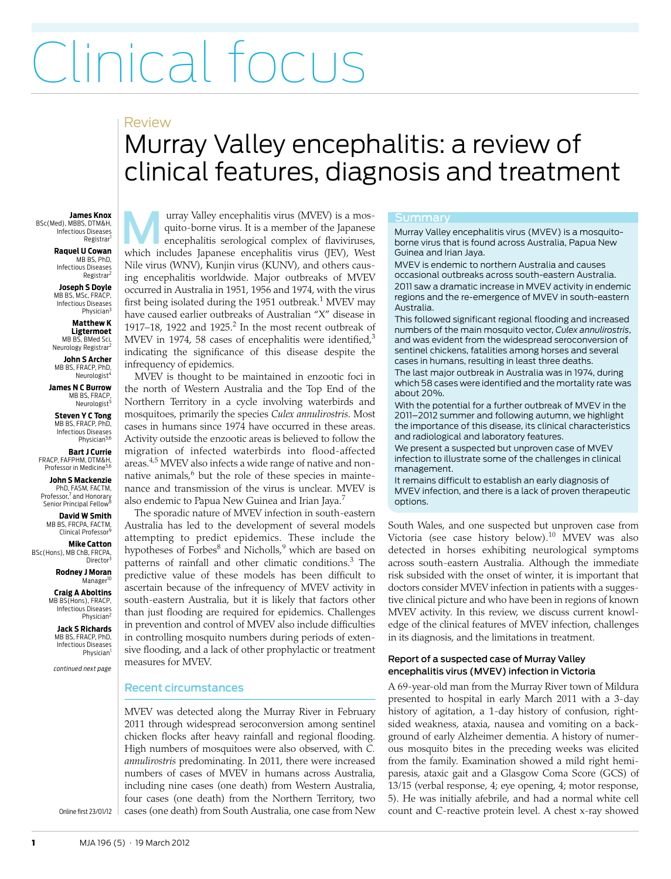# Clinical focus

Review

## Murray Valley encephalitis: a review of clinical features, diagnosis and treatment

**James Knox**
BSc(Med), MBBS, DTM&H, Infectious Diseases Registrar[1]

**Raquel U Cowan**
MB BS, PhD, Infectious Diseases Registrar[2]

**Joseph S Doyle**
MB BS, MSc, FRACP, Infectious Diseases Physician[3]

**Matthew K Ligtermoet**
MB BS, BMed Sci, Neurology Registrar[2]

**John S Archer**
MB BS, FRACP, PhD, Neurologist[4]

**James N C Burrow**
MB BS, FRACP, Neurologist[5]

**Steven Y C Tong**
MB BS, FRACP, PhD, Infectious Diseases Physician[5,6]

**Bart J Currie**
FRACP, FAFPHM, DTM&H, Professor in Medicine[5,6]

**John S Mackenzie**
PhD, FASM, FACTM, Professor,[7] and Honorary Senior Principal Fellow[8]

**David W Smith**
MB BS, FRCPA, FACTM, Clinical Professor[9]

**Mike Catton**
BSc(Hons), MB ChB, FRCPA, Director[3]

**Rodney J Moran**
Manager[10]

**Craig A Aboltins**
MB BS(Hons), FRACP, Infectious Diseases Physician[2]

**Jack S Richards**
MB BS, FRACP, PhD, Infectious Diseases Physician[1]

*continued next page*

Online first 23/01/12

### Summary

Murray Valley encephalitis virus (MVEV) is a mosquito-borne virus that is found across Australia, Papua New Guinea and Irian Jaya.

MVEV is endemic to northern Australia and causes occasional outbreaks across south-eastern Australia.

2011 saw a dramatic increase in MVEV activity in endemic regions and the re-emergence of MVEV in south-eastern Australia.

This followed significant regional flooding and increased numbers of the main mosquito vector, *Culex annulirostris*, and was evident from the widespread seroconversion of sentinel chickens, fatalities among horses and several cases in humans, resulting in least three deaths.

The last major outbreak in Australia was in 1974, during which 58 cases were identified and the mortality rate was about 20%.

With the potential for a further outbreak of MVEV in the 2011–2012 summer and following autumn, we highlight the importance of this disease, its clinical characteristics and radiological and laboratory features.

We present a suspected but unproven case of MVEV infection to illustrate some of the challenges in clinical management.

It remains difficult to establish an early diagnosis of MVEV infection, and there is a lack of proven therapeutic options.

Murray Valley encephalitis virus (MVEV) is a mosquito-borne virus. It is a member of the Japanese encephalitis serological complex of flaviviruses, which includes Japanese encephalitis virus (JEV), West Nile virus (WNV), Kunjin virus (KUNV), and others causing encephalitis worldwide. Major outbreaks of MVEV occurred in Australia in 1951, 1956 and 1974, with the virus first being isolated during the 1951 outbreak.[1] MVEV may have caused earlier outbreaks of Australian "X" disease in 1917–18, 1922 and 1925.[2] In the most recent outbreak of MVEV in 1974, 58 cases of encephalitis were identified,[3] indicating the significance of this disease despite the infrequency of epidemics.

MVEV is thought to be maintained in enzootic foci in the north of Western Australia and the Top End of the Northern Territory in a cycle involving waterbirds and mosquitoes, primarily the species *Culex annulirostris*. Most cases in humans since 1974 have occurred in these areas. Activity outside the enzootic areas is believed to follow the migration of infected waterbirds into flood-affected areas.[4,5] MVEV also infects a wide range of native and non-native animals,[6] but the role of these species in maintenance and transmission of the virus is unclear. MVEV is also endemic to Papua New Guinea and Irian Jaya.[7]

The sporadic nature of MVEV infection in south-eastern Australia has led to the development of several models attempting to predict epidemics. These include the hypotheses of Forbes[8] and Nicholls,[9] which are based on patterns of rainfall and other climatic conditions.[3] The predictive value of these models has been difficult to ascertain because of the infrequency of MVEV activity in south-eastern Australia, but it is likely that factors other than just flooding are required for epidemics. Challenges in prevention and control of MVEV also include difficulties in controlling mosquito numbers during periods of extensive flooding, and a lack of other prophylactic or treatment measures for MVEV.

### Recent circumstances

MVEV was detected along the Murray River in February 2011 through widespread seroconversion among sentinel chicken flocks after heavy rainfall and regional flooding. High numbers of mosquitoes were also observed, with *C. annulirostris* predominating. In 2011, there were increased numbers of cases of MVEV in humans across Australia, including nine cases (one death) from Western Australia, four cases (one death) from the Northern Territory, two cases (one death) from South Australia, one case from New South Wales, and one suspected but unproven case from Victoria (see case history below).[10] MVEV was also detected in horses exhibiting neurological symptoms across south-eastern Australia. Although the immediate risk subsided with the onset of winter, it is important that doctors consider MVEV infection in patients with a suggestive clinical picture and who have been in regions of known MVEV activity. In this review, we discuss current knowledge of the clinical features of MVEV infection, challenges in its diagnosis, and the limitations in treatment.

### Report of a suspected case of Murray Valley encephalitis virus (MVEV) infection in Victoria

A 69-year-old man from the Murray River town of Mildura presented to hospital in early March 2011 with a 3-day history of agitation, a 1-day history of confusion, right-sided weakness, ataxia, nausea and vomiting on a background of early Alzheimer dementia. A history of numerous mosquito bites in the preceding weeks was elicited from the family. Examination showed a mild right hemiparesis, ataxic gait and a Glasgow Coma Score (GCS) of 13/15 (verbal response, 4; eye opening, 4; motor response, 5). He was initially afebrile, and had a normal white cell count and C-reactive protein level. A chest x-ray showed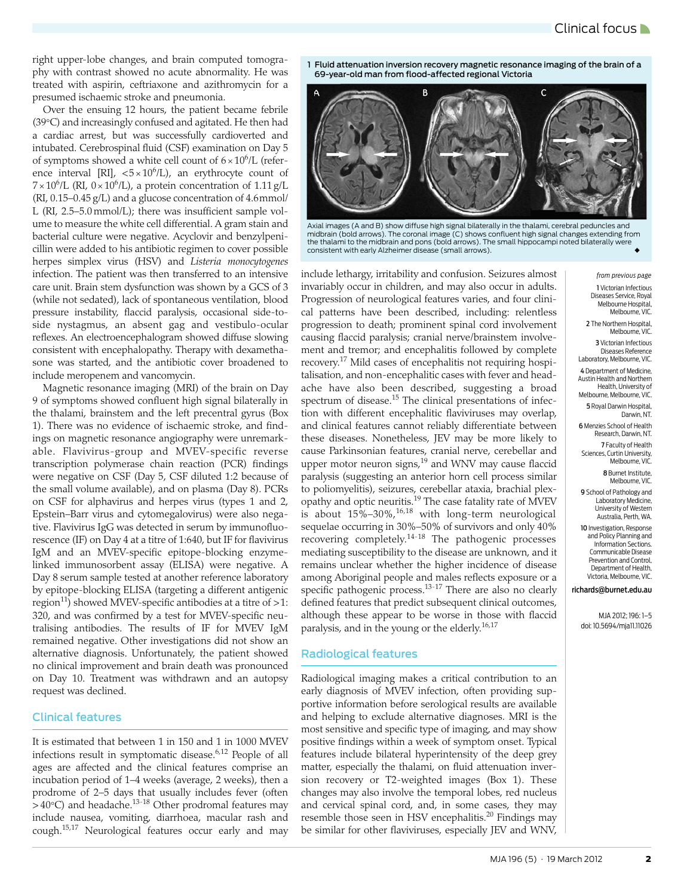right upper-lobe changes, and brain computed tomography with contrast showed no acute abnormality. He was treated with aspirin, ceftriaxone and azithromycin for a presumed ischaemic stroke and pneumonia.

Over the ensuing 12 hours, the patient became febrile (39°C) and increasingly confused and agitated. He then had a cardiac arrest, but was successfully cardioverted and intubated. Cerebrospinal fluid (CSF) examination on Day 5 of symptoms showed a white cell count of $6 \times 10^6$/L (reference interval [RI], $< 5 \times 10^6$/L), an erythrocyte count of $7 \times 10^6$/L (RI, $0 \times 10^6$/L), a protein concentration of 1.11 g/L (RI, 0.15–0.45 g/L) and a glucose concentration of 4.6 mmol/L (RI, 2.5–5.0 mmol/L); there was insufficient sample volume to measure the white cell differential. A gram stain and bacterial culture were negative. Acyclovir and benzylpenicillin were added to his antibiotic regimen to cover possible herpes simplex virus (HSV) and *Listeria monocytogenes* infection. The patient was then transferred to an intensive care unit. Brain stem dysfunction was shown by a GCS of 3 (while not sedated), lack of spontaneous ventilation, blood pressure instability, flaccid paralysis, occasional side-to-side nystagmus, an absent gag and vestibulo-ocular reflexes. An electroencephalogram showed diffuse slowing consistent with encephalopathy. Therapy with dexamethasone was started, and the antibiotic cover broadened to include meropenem and vancomycin.

Magnetic resonance imaging (MRI) of the brain on Day 9 of symptoms showed confluent high signal bilaterally in the thalami, brainstem and the left precentral gyrus (Box 1). There was no evidence of ischaemic stroke, and findings on magnetic resonance angiography were unremarkable. Flavivirus-group and MVEV-specific reverse transcription polymerase chain reaction (PCR) findings were negative on CSF (Day 5, CSF diluted 1:2 because of the small volume available), and on plasma (Day 8). PCRs on CSF for alphavirus and herpes virus (types 1 and 2, Epstein–Barr virus and cytomegalovirus) were also negative. Flavivirus IgG was detected in serum by immunofluorescence (IF) on Day 4 at a titre of 1:640, but IF for flavivirus IgM and an MVEV-specific epitope-blocking enzyme-linked immunosorbent assay (ELISA) were negative. A Day 8 serum sample tested at another reference laboratory by epitope-blocking ELISA (targeting a different antigenic region[11]) showed MVEV-specific antibodies at a titre of >1:320, and was confirmed by a test for MVEV-specific neutralising antibodies. The results of IF for MVEV IgM remained negative. Other investigations did not show an alternative diagnosis. Unfortunately, the patient showed no clinical improvement and brain death was pronounced on Day 10. Treatment was withdrawn and an autopsy request was declined.

**1 Fluid attenuation inversion recovery magnetic resonance imaging of the brain of a 69-year-old man from flood-affected regional Victoria**

Axial images (A and B) show diffuse high signal bilaterally in the thalami, cerebral peduncles and midbrain (bold arrows). The coronal image (C) shows confluent high signal changes extending from the thalami to the midbrain and pons (bold arrows). The small hippocampi noted bilaterally were consistent with early Alzheimer disease (small arrows).

## Clinical features

It is estimated that between 1 in 150 and 1 in 1000 MVEV infections result in symptomatic disease.[6,12] People of all ages are affected and the clinical features comprise an incubation period of 1–4 weeks (average, 2 weeks), then a prodrome of 2–5 days that usually includes fever (often >40°C) and headache.[13-18] Other prodromal features may include nausea, vomiting, diarrhoea, macular rash and cough.[15,17] Neurological features occur early and may include lethargy, irritability and confusion. Seizures almost invariably occur in children, and may also occur in adults. Progression of neurological features varies, and four clinical patterns have been described, including: relentless progression to death; prominent spinal cord involvement causing flaccid paralysis; cranial nerve/brainstem involvement and tremor; and encephalitis followed by complete recovery.[17] Mild cases of encephalitis not requiring hospitalisation, and non-encephalitic cases with fever and headache have also been described, suggesting a broad spectrum of disease.[15] The clinical presentations of infection with different encephalitic flaviviruses may overlap, and clinical features cannot reliably differentiate between these diseases. Nonetheless, JEV may be more likely to cause Parkinsonian features, cranial nerve, cerebellar and upper motor neuron signs,[19] and WNV may cause flaccid paralysis (suggesting an anterior horn cell process similar to poliomyelitis), seizures, cerebellar ataxia, brachial plexopathy and optic neuritis.[19] The case fatality rate of MVEV is about 15%–30%,[16,18] with long-term neurological sequelae occurring in 30%–50% of survivors and only 40% recovering completely.[14-18] The pathogenic processes mediating susceptibility to the disease are unknown, and it remains unclear whether the higher incidence of disease among Aboriginal people and males reflects exposure or a specific pathogenic process.[13-17] There are also no clearly defined features that predict subsequent clinical outcomes, although these appear to be worse in those with flaccid paralysis, and in the young or the elderly.[16,17]

## Radiological features

Radiological imaging makes a critical contribution to an early diagnosis of MVEV infection, often providing supportive information before serological results are available and helping to exclude alternative diagnoses. MRI is the most sensitive and specific type of imaging, and may show positive findings within a week of symptom onset. Typical features include bilateral hyperintensity of the deep grey matter, especially the thalami, on fluid attenuation inversion recovery or T2-weighted images (Box 1). These changes may also involve the temporal lobes, red nucleus and cervical spinal cord, and, in some cases, they may resemble those seen in HSV encephalitis.[20] Findings may be similar for other flaviviruses, especially JEV and WNV,

*from previous page*

1 Victorian Infectious Diseases Service, Royal Melbourne Hospital, Melbourne, VIC.
2 The Northern Hospital, Melbourne, VIC.
3 Victorian Infectious Diseases Reference Laboratory, Melbourne, VIC.
4 Department of Medicine, Austin Health and Northern Health, University of Melbourne, Melbourne, VIC.
5 Royal Darwin Hospital, Darwin, NT.
6 Menzies School of Health Research, Darwin, NT.
7 Faculty of Health Sciences, Curtin University, Melbourne, VIC.
8 Burnet Institute, Melbourne, VIC.
9 School of Pathology and Laboratory Medicine, University of Western Australia, Perth, WA.
10 Investigation, Response and Policy Planning and Information Sections, Communicable Disease Prevention and Control, Department of Health, Victoria, Melbourne, VIC.

richards@burnet.edu.au

MJA 2012; 196: 1–5
doi: 10.5694/mja11.11026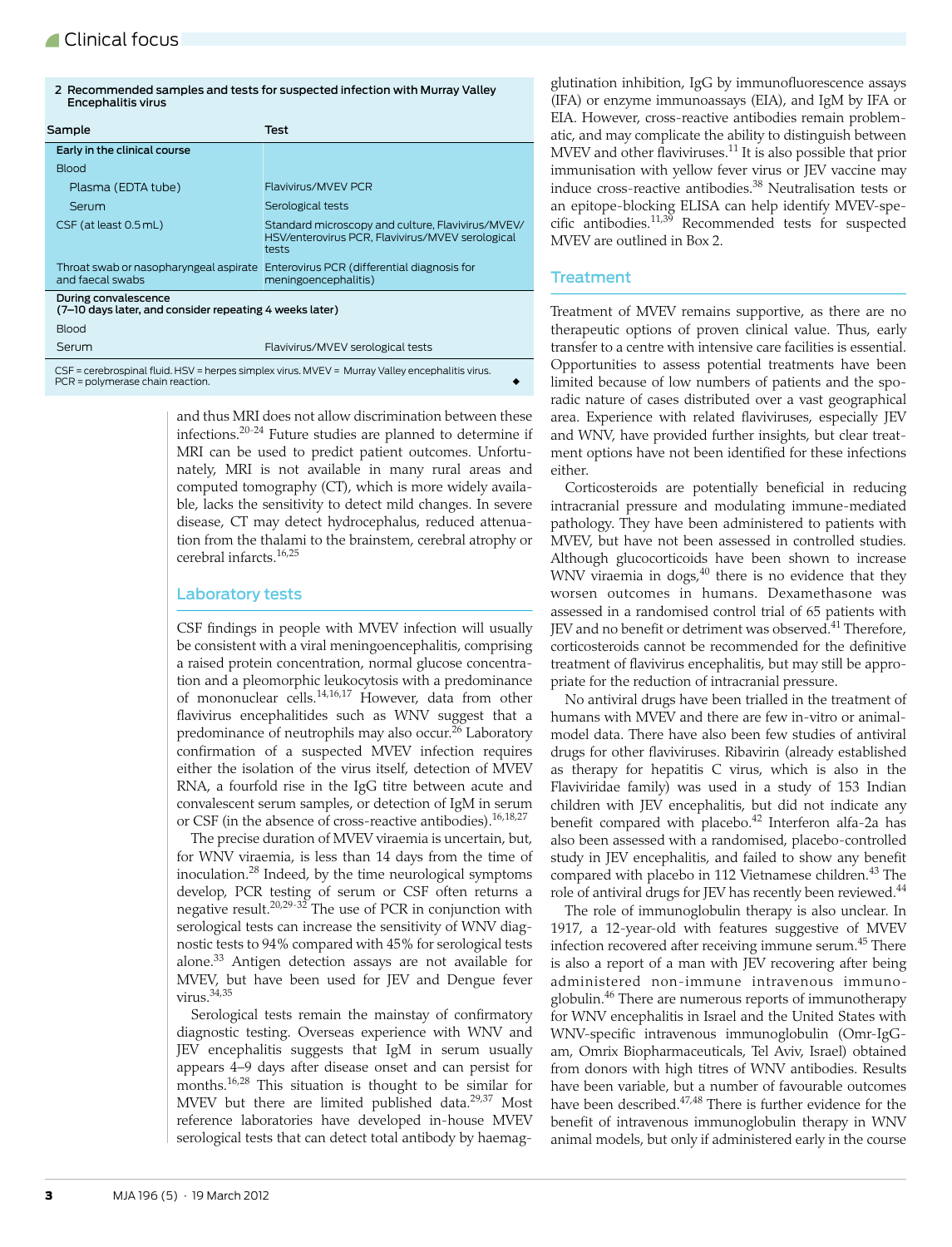**2 Recommended samples and tests for suspected infection with Murray Valley Encephalitis virus**

| Sample | Test |
| --- | --- |
| **Early in the clinical course** | |
| Blood | |
| Plasma (EDTA tube) | Flavivirus/MVEV PCR |
| Serum | Serological tests |
| CSF (at least 0.5 mL) | Standard microscopy and culture, Flavivirus/MVEV/HSV/enterovirus PCR, Flavivirus/MVEV serological tests |
| Throat swab or nasopharyngeal aspirate and faecal swabs | Enterovirus PCR (differential diagnosis for meningoencephalitis) |
| **During convalescence (7–10 days later, and consider repeating 4 weeks later)** | |
| Blood | |
| Serum | Flavivirus/MVEV serological tests |

CSF = cerebrospinal fluid. HSV = herpes simplex virus. MVEV = Murray Valley encephalitis virus. PCR = polymerase chain reaction. ◆

and thus MRI does not allow discrimination between these infections.[20-24] Future studies are planned to determine if MRI can be used to predict patient outcomes. Unfortunately, MRI is not available in many rural areas and computed tomography (CT), which is more widely available, lacks the sensitivity to detect mild changes. In severe disease, CT may detect hydrocephalus, reduced attenuation from the thalami to the brainstem, cerebral atrophy or cerebral infarcts.[16,25]

## Laboratory tests

CSF findings in people with MVEV infection will usually be consistent with a viral meningoencephalitis, comprising a raised protein concentration, normal glucose concentration and a pleomorphic leukocytosis with a predominance of mononuclear cells.[14,16,17] However, data from other flavivirus encephalitides such as WNV suggest that a predominance of neutrophils may also occur.[26] Laboratory confirmation of a suspected MVEV infection requires either the isolation of the virus itself, detection of MVEV RNA, a fourfold rise in the IgG titre between acute and convalescent serum samples, or detection of IgM in serum or CSF (in the absence of cross-reactive antibodies).[16,18,27]

The precise duration of MVEV viraemia is uncertain, but, for WNV viraemia, is less than 14 days from the time of inoculation.[28] Indeed, by the time neurological symptoms develop, PCR testing of serum or CSF often returns a negative result.[20,29-32] The use of PCR in conjunction with serological tests can increase the sensitivity of WNV diagnostic tests to 94% compared with 45% for serological tests alone.[33] Antigen detection assays are not available for MVEV, but have been used for JEV and Dengue fever virus.[34,35]

Serological tests remain the mainstay of confirmatory diagnostic testing. Overseas experience with WNV and JEV encephalitis suggests that IgM in serum usually appears 4–9 days after disease onset and can persist for months.[16,28] This situation is thought to be similar for MVEV but there are limited published data.[29,37] Most reference laboratories have developed in-house MVEV serological tests that can detect total antibody by haemagglutination inhibition, IgG by immunofluorescence assays (IFA) or enzyme immunoassays (EIA), and IgM by IFA or EIA. However, cross-reactive antibodies remain problematic, and may complicate the ability to distinguish between MVEV and other flaviviruses.[11] It is also possible that prior immunisation with yellow fever virus or JEV vaccine may induce cross-reactive antibodies.[38] Neutralisation tests or an epitope-blocking ELISA can help identify MVEV-specific antibodies.[11,39] Recommended tests for suspected MVEV are outlined in Box 2.

## Treatment

Treatment of MVEV remains supportive, as there are no therapeutic options of proven clinical value. Thus, early transfer to a centre with intensive care facilities is essential. Opportunities to assess potential treatments have been limited because of low numbers of patients and the sporadic nature of cases distributed over a vast geographical area. Experience with related flaviviruses, especially JEV and WNV, have provided further insights, but clear treatment options have not been identified for these infections either.

Corticosteroids are potentially beneficial in reducing intracranial pressure and modulating immune-mediated pathology. They have been administered to patients with MVEV, but have not been assessed in controlled studies. Although glucocorticoids have been shown to increase WNV viraemia in dogs,[40] there is no evidence that they worsen outcomes in humans. Dexamethasone was assessed in a randomised control trial of 65 patients with JEV and no benefit or detriment was observed.[41] Therefore, corticosteroids cannot be recommended for the definitive treatment of flavivirus encephalitis, but may still be appropriate for the reduction of intracranial pressure.

No antiviral drugs have been trialled in the treatment of humans with MVEV and there are few in-vitro or animal-model data. There have also been few studies of antiviral drugs for other flaviviruses. Ribavirin (already established as therapy for hepatitis C virus, which is also in the Flaviviridae family) was used in a study of 153 Indian children with JEV encephalitis, but did not indicate any benefit compared with placebo.[42] Interferon alfa-2a has also been assessed with a randomised, placebo-controlled study in JEV encephalitis, and failed to show any benefit compared with placebo in 112 Vietnamese children.[43] The role of antiviral drugs for JEV has recently been reviewed.[44]

The role of immunoglobulin therapy is also unclear. In 1917, a 12-year-old with features suggestive of MVEV infection recovered after receiving immune serum.[45] There is also a report of a man with JEV recovering after being administered non-immune intravenous immunoglobulin.[46] There are numerous reports of immunotherapy for WNV encephalitis in Israel and the United States with WNV-specific intravenous immunoglobulin (Omr-IgG-am, Omrix Biopharmaceuticals, Tel Aviv, Israel) obtained from donors with high titres of WNV antibodies. Results have been variable, but a number of favourable outcomes have been described.[47,48] There is further evidence for the benefit of intravenous immunoglobulin therapy in WNV animal models, but only if administered early in the course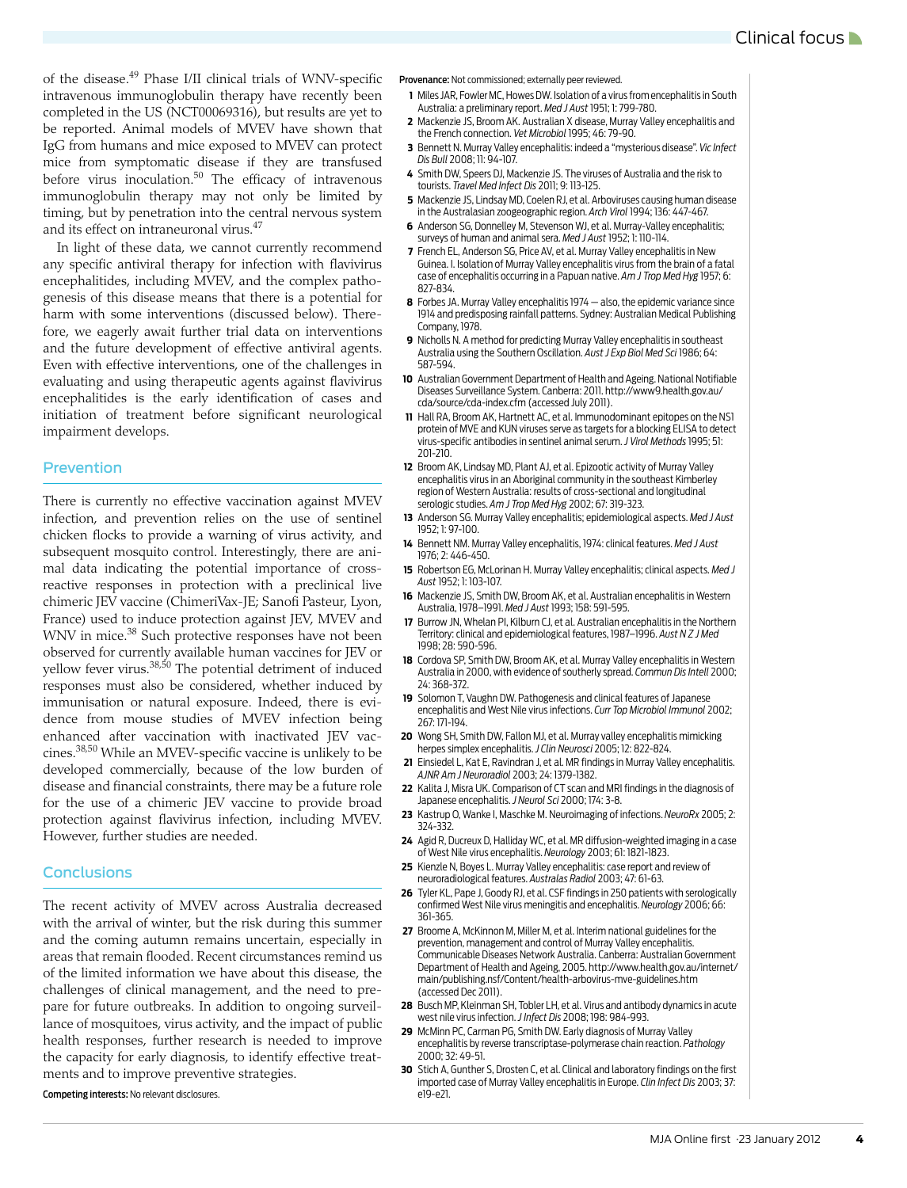of the disease.[49] Phase I/II clinical trials of WNV-specific intravenous immunoglobulin therapy have recently been completed in the US (NCT00069316), but results are yet to be reported. Animal models of MVEV have shown that IgG from humans and mice exposed to MVEV can protect mice from symptomatic disease if they are transfused before virus inoculation.[50] The efficacy of intravenous immunoglobulin therapy may not only be limited by timing, but by penetration into the central nervous system and its effect on intraneuronal virus.[47]

In light of these data, we cannot currently recommend any specific antiviral therapy for infection with flavivirus encephalitides, including MVEV, and the complex pathogenesis of this disease means that there is a potential for harm with some interventions (discussed below). Therefore, we eagerly await further trial data on interventions and the future development of effective antiviral agents. Even with effective interventions, one of the challenges in evaluating and using therapeutic agents against flavivirus encephalitides is the early identification of cases and initiation of treatment before significant neurological impairment develops.

## Prevention

There is currently no effective vaccination against MVEV infection, and prevention relies on the use of sentinel chicken flocks to provide a warning of virus activity, and subsequent mosquito control. Interestingly, there are animal data indicating the potential importance of cross-reactive responses in protection with a preclinical live chimeric JEV vaccine (ChimeriVax-JE; Sanofi Pasteur, Lyon, France) used to induce protection against JEV, MVEV and WNV in mice.[38] Such protective responses have not been observed for currently available human vaccines for JEV or yellow fever virus.[38,50] The potential detriment of induced responses must also be considered, whether induced by immunisation or natural exposure. Indeed, there is evidence from mouse studies of MVEV infection being enhanced after vaccination with inactivated JEV vaccines.[38,50] While an MVEV-specific vaccine is unlikely to be developed commercially, because of the low burden of disease and financial constraints, there may be a future role for the use of a chimeric JEV vaccine to provide broad protection against flavivirus infection, including MVEV. However, further studies are needed.

## Conclusions

The recent activity of MVEV across Australia decreased with the arrival of winter, but the risk during this summer and the coming autumn remains uncertain, especially in areas that remain flooded. Recent circumstances remind us of the limited information we have about this disease, the challenges of clinical management, and the need to prepare for future outbreaks. In addition to ongoing surveillance of mosquitoes, virus activity, and the impact of public health responses, further research is needed to improve the capacity for early diagnosis, to identify effective treatments and to improve preventive strategies.

**Competing interests:** No relevant disclosures.

**Provenance:** Not commissioned; externally peer reviewed.

1. Miles JAR, Fowler MC, Howes DW. Isolation of a virus from encephalitis in South Australia: a preliminary report. *Med J Aust* 1951; 1: 799-780.
2. Mackenzie JS, Broom AK. Australian X disease, Murray Valley encephalitis and the French connection. *Vet Microbiol* 1995; 46: 79-90.
3. Bennett N. Murray Valley encephalitis: indeed a "mysterious disease". *Vic Infect Dis Bull* 2008; 11: 94-107.
4. Smith DW, Speers DJ, Mackenzie JS. The viruses of Australia and the risk to tourists. *Travel Med Infect Dis* 2011; 9: 113-125.
5. Mackenzie JS, Lindsay MD, Coelen RJ, et al. Arboviruses causing human disease in the Australasian zoogeographic region. *Arch Virol* 1994; 136: 447-467.
6. Anderson SG, Donnelley M, Stevenson WJ, et al. Murray-Valley encephalitis; surveys of human and animal sera. *Med J Aust* 1952; 1: 110-114.
7. French EL, Anderson SG, Price AV, et al. Murray Valley encephalitis in New Guinea. I. Isolation of Murray Valley encephalitis virus from the brain of a fatal case of encephalitis occurring in a Papuan native. *Am J Trop Med Hyg* 1957; 6: 827-834.
8. Forbes JA. Murray Valley encephalitis 1974 — also, the epidemic variance since 1914 and predisposing rainfall patterns. Sydney: Australian Medical Publishing Company, 1978.
9. Nicholls N. A method for predicting Murray Valley encephalitis in southeast Australia using the Southern Oscillation. *Aust J Exp Biol Med Sci* 1986; 64: 587-594.
10. Australian Government Department of Health and Ageing. National Notifiable Diseases Surveillance System. Canberra: 2011. http://www9.health.gov.au/cda/source/cda-index.cfm (accessed July 2011).
11. Hall RA, Broom AK, Hartnett AC, et al. Immunodominant epitopes on the NS1 protein of MVE and KUN viruses serve as targets for a blocking ELISA to detect virus-specific antibodies in sentinel animal serum. *J Virol Methods* 1995; 51: 201-210.
12. Broom AK, Lindsay MD, Plant AJ, et al. Epizootic activity of Murray Valley encephalitis virus in an Aboriginal community in the southeast Kimberley region of Western Australia: results of cross-sectional and longitudinal serologic studies. *Am J Trop Med Hyg* 2002; 67: 319-323.
13. Anderson SG. Murray Valley encephalitis; epidemiological aspects. *Med J Aust* 1952; 1: 97-100.
14. Bennett NM. Murray Valley encephalitis, 1974: clinical features. *Med J Aust* 1976; 2: 446-450.
15. Robertson EG, McLorinan H. Murray Valley encephalitis; clinical aspects. *Med J Aust* 1952; 1: 103-107.
16. Mackenzie JS, Smith DW, Broom AK, et al. Australian encephalitis in Western Australia, 1978–1991. *Med J Aust* 1993; 158: 591-595.
17. Burrow JN, Whelan PI, Kilburn CJ, et al. Australian encephalitis in the Northern Territory: clinical and epidemiological features, 1987–1996. *Aust N Z J Med* 1998; 28: 590-596.
18. Cordova SP, Smith DW, Broom AK, et al. Murray Valley encephalitis in Western Australia in 2000, with evidence of southerly spread. *Commun Dis Intell* 2000; 24: 368-372.
19. Solomon T, Vaughn DW. Pathogenesis and clinical features of Japanese encephalitis and West Nile virus infections. *Curr Top Microbiol Immunol* 2002; 267: 171-194.
20. Wong SH, Smith DW, Fallon MJ, et al. Murray valley encephalitis mimicking herpes simplex encephalitis. *J Clin Neurosci* 2005; 12: 822-824.
21. Einsiedel L, Kat E, Ravindran J, et al. MR findings in Murray Valley encephalitis. *AJNR Am J Neuroradiol* 2003; 24: 1379-1382.
22. Kalita J, Misra UK. Comparison of CT scan and MRI findings in the diagnosis of Japanese encephalitis. *J Neurol Sci* 2000; 174: 3-8.
23. Kastrup O, Wanke I, Maschke M. Neuroimaging of infections. *NeuroRx* 2005; 2: 324-332.
24. Agid R, Ducreux D, Halliday WC, et al. MR diffusion-weighted imaging in a case of West Nile virus encephalitis. *Neurology* 2003; 61: 1821-1823.
25. Kienzle N, Boyes L. Murray Valley encephalitis: case report and review of neuroradiological features. *Australas Radiol* 2003; 47: 61-63.
26. Tyler KL, Pape J, Goody RJ, et al. CSF findings in 250 patients with serologically confirmed West Nile virus meningitis and encephalitis. *Neurology* 2006; 66: 361-365.
27. Broome A, McKinnon M, Miller M, et al. Interim national guidelines for the prevention, management and control of Murray Valley encephalitis. Communicable Diseases Network Australia. Canberra: Australian Government Department of Health and Ageing, 2005. http://www.health.gov.au/internet/main/publishing.nsf/Content/health-arbovirus-mve-guidelines.htm (accessed Dec 2011).
28. Busch MP, Kleinman SH, Tobler LH, et al. Virus and antibody dynamics in acute west nile virus infection. *J Infect Dis* 2008; 198: 984-993.
29. McMinn PC, Carman PG, Smith DW. Early diagnosis of Murray Valley encephalitis by reverse transcriptase-polymerase chain reaction. *Pathology* 2000; 32: 49-51.
30. Stich A, Gunther S, Drosten C, et al. Clinical and laboratory findings on the first imported case of Murray Valley encephalitis in Europe. *Clin Infect Dis* 2003; 37: e19-e21.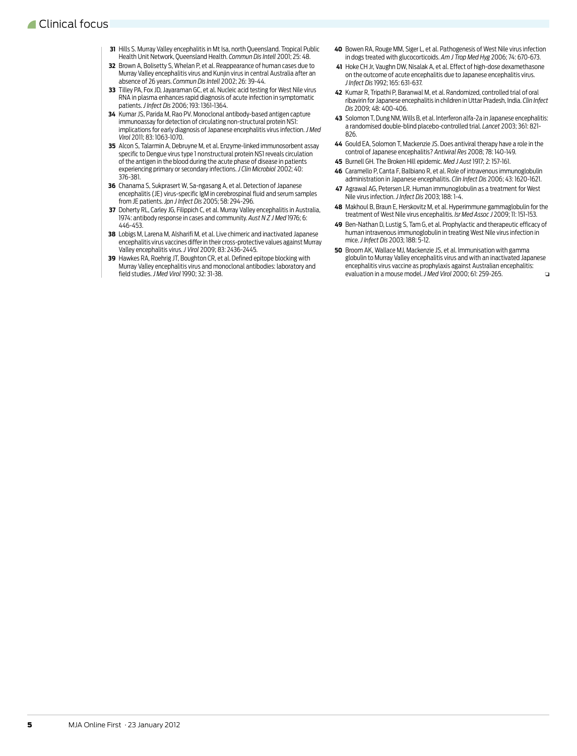31 Hills S. Murray Valley encephalitis in Mt Isa, north Queensland. Tropical Public Health Unit Network, Queensland Health. *Commun Dis Intell* 2001; 25: 48.

32 Brown A, Bolisetty S, Whelan P, et al. Reappearance of human cases due to Murray Valley encephalitis virus and Kunjin virus in central Australia after an absence of 26 years. *Commun Dis Intell* 2002; 26: 39-44.

33 Tilley PA, Fox JD, Jayaraman GC, et al. Nucleic acid testing for West Nile virus RNA in plasma enhances rapid diagnosis of acute infection in symptomatic patients. *J Infect Dis* 2006; 193: 1361-1364.

34 Kumar JS, Parida M, Rao PV. Monoclonal antibody-based antigen capture immunoassay for detection of circulating non-structural protein NS1: implications for early diagnosis of Japanese encephalitis virus infection. *J Med Virol* 2011; 83: 1063-1070.

35 Alcon S, Talarmin A, Debruyne M, et al. Enzyme-linked immunosorbent assay specific to Dengue virus type 1 nonstructural protein NS1 reveals circulation of the antigen in the blood during the acute phase of disease in patients experiencing primary or secondary infections. *J Clin Microbiol* 2002; 40: 376-381.

36 Chanama S, Sukprasert W, Sa-ngasang A, et al. Detection of Japanese encephalitis (JE) virus-specific IgM in cerebrospinal fluid and serum samples from JE patients. *Jpn J Infect Dis* 2005; 58: 294-296.

37 Doherty RL, Carley JG, Filippich C, et al. Murray Valley encephalitis in Australia, 1974: antibody response in cases and community. *Aust N Z J Med* 1976; 6: 446-453.

38 Lobigs M, Larena M, Alsharifi M, et al. Live chimeric and inactivated Japanese encephalitis virus vaccines differ in their cross-protective values against Murray Valley encephalitis virus. *J Virol* 2009; 83: 2436-2445.

39 Hawkes RA, Roehrig JT, Boughton CR, et al. Defined epitope blocking with Murray Valley encephalitis virus and monoclonal antibodies: laboratory and field studies. *J Med Virol* 1990; 32: 31-38.

40 Bowen RA, Rouge MM, Siger L, et al. Pathogenesis of West Nile virus infection in dogs treated with glucocorticoids. *Am J Trop Med Hyg* 2006; 74: 670-673.

41 Hoke CH Jr, Vaughn DW, Nisalak A, et al. Effect of high-dose dexamethasone on the outcome of acute encephalitis due to Japanese encephalitis virus. *J Infect Dis* 1992; 165: 631-637.

42 Kumar R, Tripathi P, Baranwal M, et al. Randomized, controlled trial of oral ribavirin for Japanese encephalitis in children in Uttar Pradesh, India. *Clin Infect Dis* 2009; 48: 400-406.

43 Solomon T, Dung NM, Wills B, et al. Interferon alfa-2a in Japanese encephalitis: a randomised double-blind placebo-controlled trial. *Lancet* 2003; 361: 821-826.

44 Gould EA, Solomon T, Mackenzie JS. Does antiviral therapy have a role in the control of Japanese encephalitis? *Antiviral Res* 2008; 78: 140-149.

45 Burnell GH. The Broken Hill epidemic. *Med J Aust* 1917; 2: 157-161.

46 Caramello P, Canta F, Balbiano R, et al. Role of intravenous immunoglobulin administration in Japanese encephalitis. *Clin Infect Dis* 2006; 43: 1620-1621.

47 Agrawal AG, Petersen LR. Human immunoglobulin as a treatment for West Nile virus infection. *J Infect Dis* 2003; 188: 1-4.

48 Makhoul B, Braun E, Herskovitz M, et al. Hyperimmune gammaglobulin for the treatment of West Nile virus encephalitis. *Isr Med Assoc J* 2009; 11: 151-153.

49 Ben-Nathan D, Lustig S, Tam G, et al. Prophylactic and therapeutic efficacy of human intravenous immunoglobulin in treating West Nile virus infection in mice. *J Infect Dis* 2003; 188: 5-12.

50 Broom AK, Wallace MJ, Mackenzie JS, et al. Immunisation with gamma globulin to Murray Valley encephalitis virus and with an inactivated Japanese encephalitis virus vaccine as prophylaxis against Australian encephalitis: evaluation in a mouse model. *J Med Virol* 2000; 61: 259-265. ❑